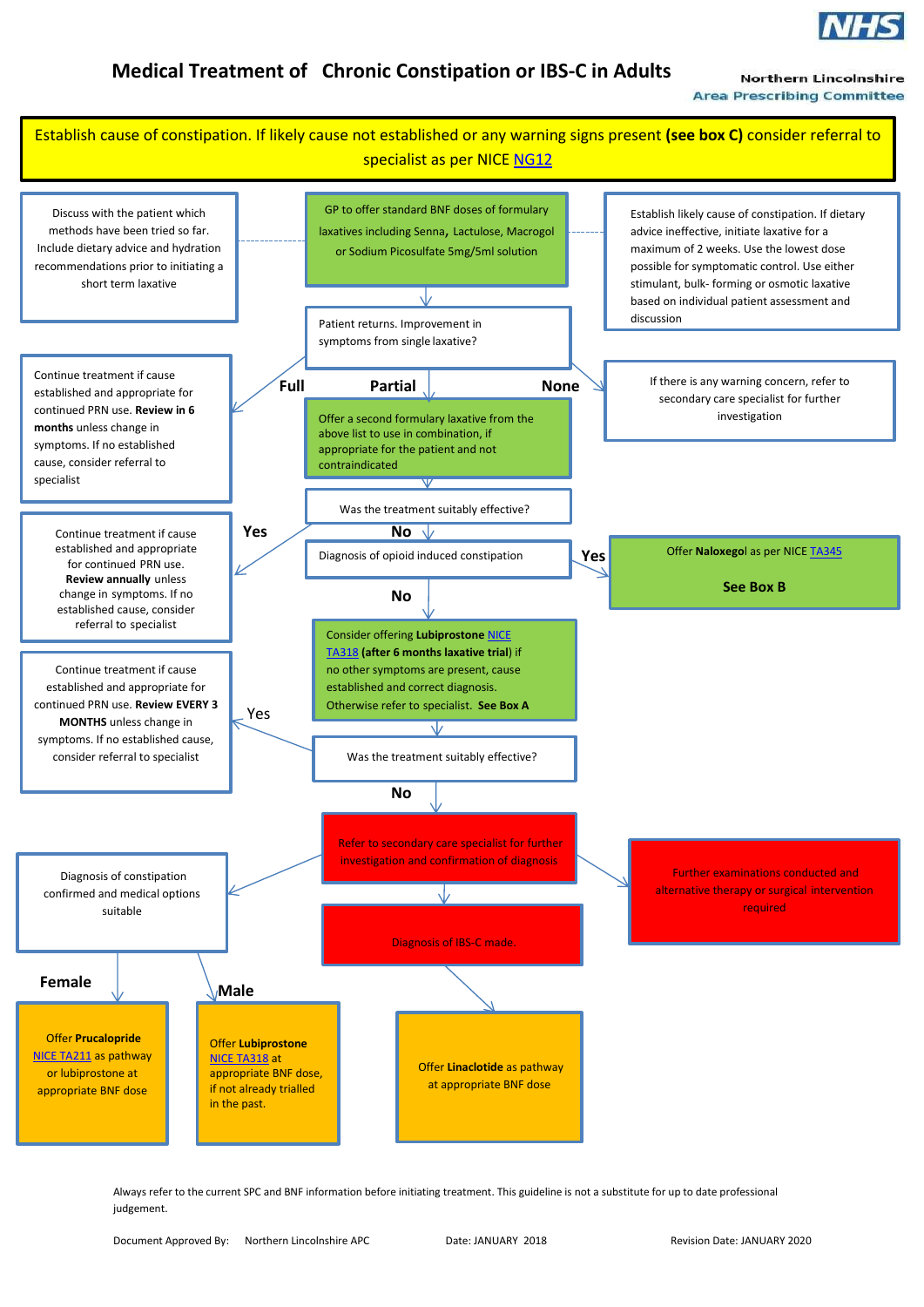# Medical Treatment of Chronic Constipation or IBS-C in Adults

Northern Lincolnshire
Area Prescribing Committee

**Establish cause of constipation. If likely cause not established or any warning signs present (see box C) consider referral to specialist as per NICE NG12**

Discuss with the patient which methods have been tried so far. Include dietary advice and hydration recommendations prior to initiating a short term laxative

GP to offer standard BNF doses of formulary laxatives including Senna, Lactulose, Macrogol or Sodium Picosulfate 5mg/5ml solution

Establish likely cause of constipation. If dietary advice ineffective, initiate laxative for a maximum of 2 weeks. Use the lowest dose possible for symptomatic control. Use either stimulant, bulk- forming or osmotic laxative based on individual patient assessment and discussion

Patient returns. Improvement in symptoms from single laxative?

- **Full** → Continue treatment if cause established and appropriate for continued PRN use. **Review in 6 months** unless change in symptoms. If no established cause, consider referral to specialist
- **None** → If there is any warning concern, refer to secondary care specialist for further investigation
- **Partial** → Offer a second formulary laxative from the above list to use in combination, if appropriate for the patient and not contraindicated

Was the treatment suitably effective?

- **Yes** → Continue treatment if cause established and appropriate for continued PRN use. **Review annually** unless change in symptoms. If no established cause, consider referral to specialist
- **No** → Diagnosis of opioid induced constipation

Diagnosis of opioid induced constipation

- **Yes** → Offer **Naloxegol** as per NICE TA345. **See Box B**
- **No** → Consider offering **Lubiprostone** NICE TA318 **(after 6 months laxative trial)** if no other symptoms are present, cause established and correct diagnosis. Otherwise refer to specialist. **See Box A**

Was the treatment suitably effective?

- **Yes** → Continue treatment if cause established and appropriate for continued PRN use. **Review EVERY 3 MONTHS** unless change in symptoms. If no established cause, consider referral to specialist
- **No** → Refer to secondary care specialist for further investigation and confirmation of diagnosis

Refer to secondary care specialist for further investigation and confirmation of diagnosis:

- → Further examinations conducted and alternative therapy or surgical intervention required
- → Diagnosis of IBS-C made. → Offer **Linaclotide** as pathway at appropriate BNF dose
- → Diagnosis of constipation confirmed and medical options suitable
  - **Female** → Offer **Prucalopride** NICE TA211 as pathway or lubiprostone at appropriate BNF dose
  - **Male** → Offer **Lubiprostone** NICE TA318 at appropriate BNF dose, if not already trialled in the past.

Always refer to the current SPC and BNF information before initiating treatment. This guideline is not a substitute for up to date professional judgement.

Document Approved By: Northern Lincolnshire APC    Date: JANUARY 2018    Revision Date: JANUARY 2020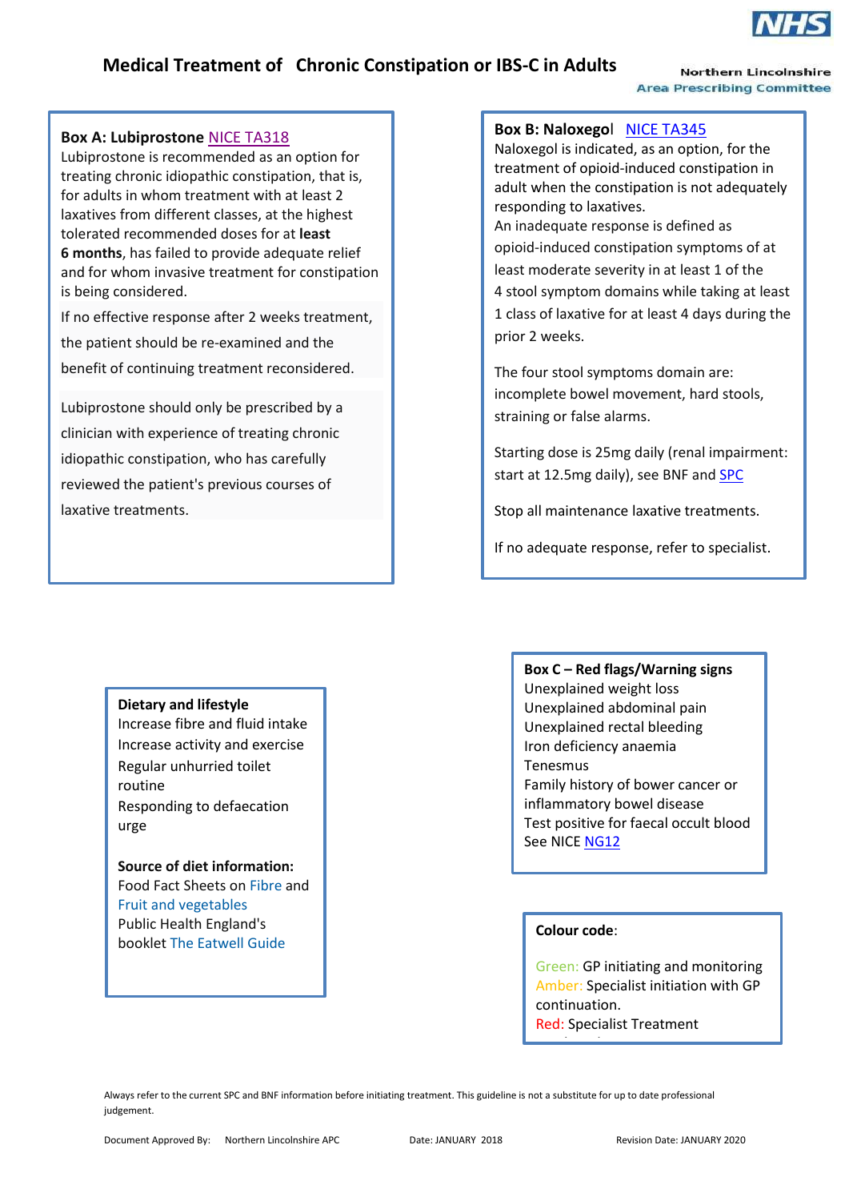NHS

# Medical Treatment of Chronic Constipation or IBS-C in Adults

Northern Lincolnshire
Area Prescribing Committee

**Box A: Lubiprostone** NICE TA318

Lubiprostone is recommended as an option for treating chronic idiopathic constipation, that is, for adults in whom treatment with at least 2 laxatives from different classes, at the highest tolerated recommended doses for at **least 6 months**, has failed to provide adequate relief and for whom invasive treatment for constipation is being considered.

If no effective response after 2 weeks treatment, the patient should be re-examined and the benefit of continuing treatment reconsidered.

Lubiprostone should only be prescribed by a clinician with experience of treating chronic idiopathic constipation, who has carefully reviewed the patient's previous courses of laxative treatments.

**Box B: Naloxegol** NICE TA345

Naloxegol is indicated, as an option, for the treatment of opioid-induced constipation in adult when the constipation is not adequately responding to laxatives.

An inadequate response is defined as opioid-induced constipation symptoms of at least moderate severity in at least 1 of the 4 stool symptom domains while taking at least 1 class of laxative for at least 4 days during the prior 2 weeks.

The four stool symptoms domain are: incomplete bowel movement, hard stools, straining or false alarms.

Starting dose is 25mg daily (renal impairment: start at 12.5mg daily), see BNF and SPC

Stop all maintenance laxative treatments.

If no adequate response, refer to specialist.

**Dietary and lifestyle**

Increase fibre and fluid intake
Increase activity and exercise
Regular unhurried toilet routine
Responding to defaecation urge

**Source of diet information:**

Food Fact Sheets on Fibre and Fruit and vegetables
Public Health England's booklet The Eatwell Guide

**Box C – Red flags/Warning signs**

Unexplained weight loss
Unexplained abdominal pain
Unexplained rectal bleeding
Iron deficiency anaemia
Tenesmus
Family history of bower cancer or inflammatory bowel disease
Test positive for faecal occult blood
See NICE NG12

**Colour code**:

Green: GP initiating and monitoring
Amber: Specialist initiation with GP continuation.
Red: Specialist Treatment

Always refer to the current SPC and BNF information before initiating treatment. This guideline is not a substitute for up to date professional judgement.

Document Approved By: Northern Lincolnshire APC    Date: JANUARY 2018    Revision Date: JANUARY 2020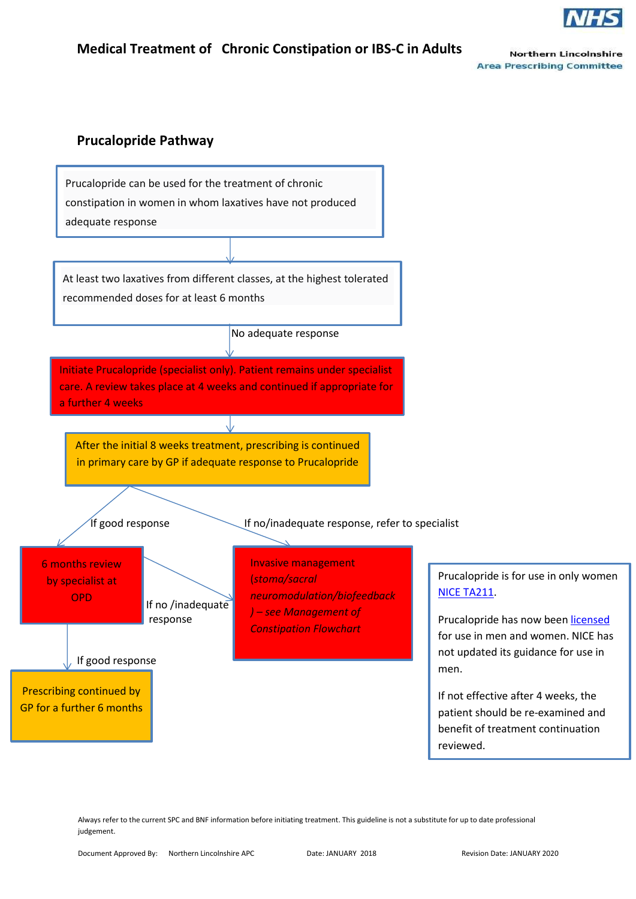# Medical Treatment of Chronic Constipation or IBS-C in Adults

Northern Lincolnshire
Area Prescribing Committee

## Prucalopride Pathway

Prucalopride can be used for the treatment of chronic constipation in women in whom laxatives have not produced adequate response

↓

At least two laxatives from different classes, at the highest tolerated recommended doses for at least 6 months

↓ No adequate response

Initiate Prucalopride (specialist only). Patient remains under specialist care. A review takes place at 4 weeks and continued if appropriate for a further 4 weeks

↓

After the initial 8 weeks treatment, prescribing is continued in primary care by GP if adequate response to Prucalopride

- If good response → 6 months review by specialist at OPD
  - If good response → Prescribing continued by GP for a further 6 months
  - If no /inadequate response → Invasive management
- If no/inadequate response, refer to specialist → Invasive management (*stoma/sacral neuromodulation/biofeedback) – see Management of Constipation Flowchart*

Prucalopride is for use in only women NICE TA211.

Prucalopride has now been licensed for use in men and women. NICE has not updated its guidance for use in men.

If not effective after 4 weeks, the patient should be re-examined and benefit of treatment continuation reviewed.

Always refer to the current SPC and BNF information before initiating treatment. This guideline is not a substitute for up to date professional judgement.

Document Approved By: Northern Lincolnshire APC    Date: JANUARY 2018    Revision Date: JANUARY 2020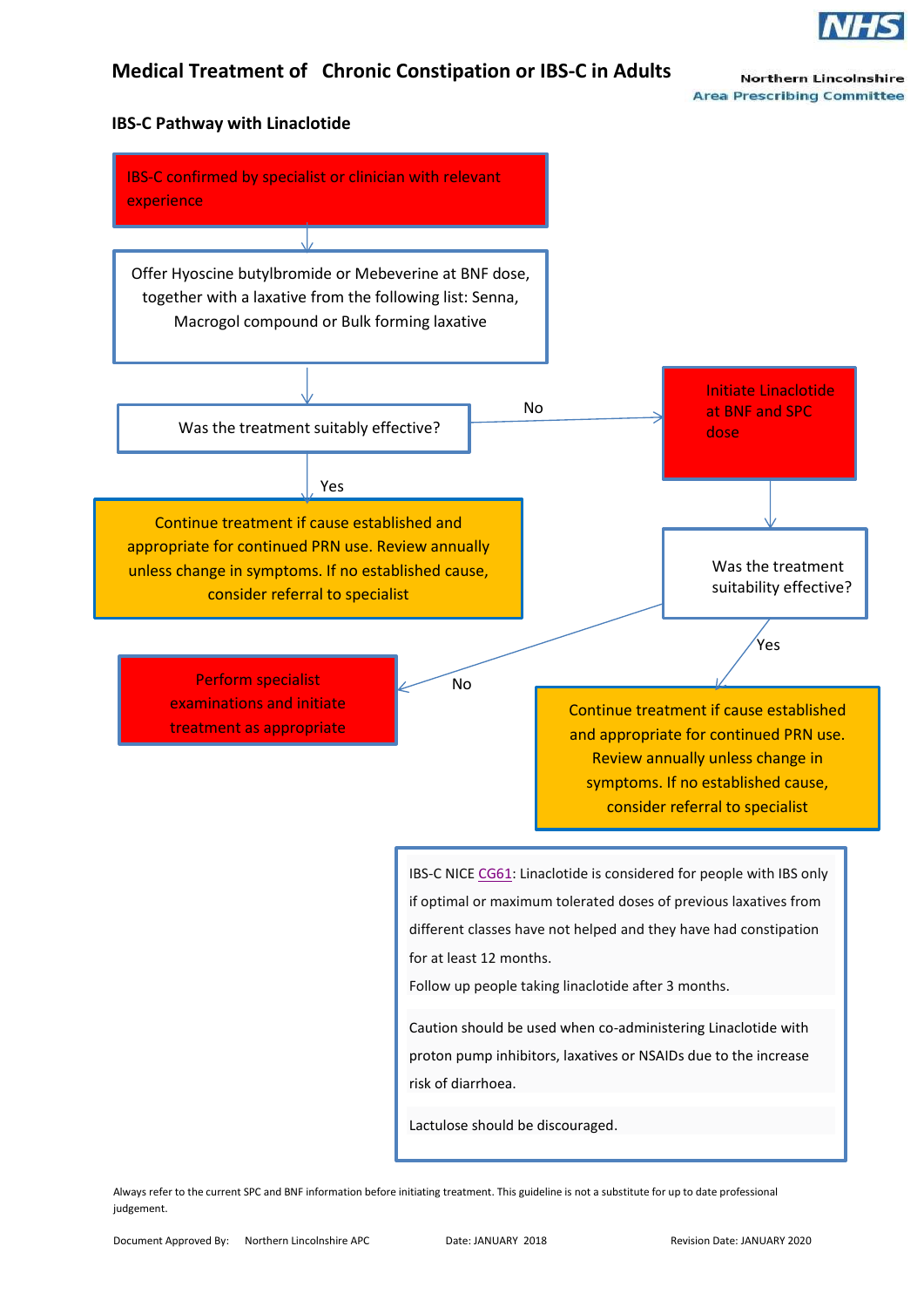# Medical Treatment of Chronic Constipation or IBS-C in Adults

Northern Lincolnshire
Area Prescribing Committee

## IBS-C Pathway with Linaclotide

IBS-C confirmed by specialist or clinician with relevant experience

↓

Offer Hyoscine butylbromide or Mebeverine at BNF dose, together with a laxative from the following list: Senna, Macrogol compound or Bulk forming laxative

↓

Was the treatment suitably effective?

- **Yes** → Continue treatment if cause established and appropriate for continued PRN use. Review annually unless change in symptoms. If no established cause, consider referral to specialist
- **No** → Initiate Linaclotide at BNF and SPC dose

↓

Was the treatment suitability effective?

- **Yes** → Continue treatment if cause established and appropriate for continued PRN use. Review annually unless change in symptoms. If no established cause, consider referral to specialist
- **No** → Perform specialist examinations and initiate treatment as appropriate

IBS-C NICE CG61: Linaclotide is considered for people with IBS only if optimal or maximum tolerated doses of previous laxatives from different classes have not helped and they have had constipation for at least 12 months.
Follow up people taking linaclotide after 3 months.

Caution should be used when co-administering Linaclotide with proton pump inhibitors, laxatives or NSAIDs due to the increase risk of diarrhoea.

Lactulose should be discouraged.

Always refer to the current SPC and BNF information before initiating treatment. This guideline is not a substitute for up to date professional judgement.

Document Approved By: Northern Lincolnshire APC Date: JANUARY 2018 Revision Date: JANUARY 2020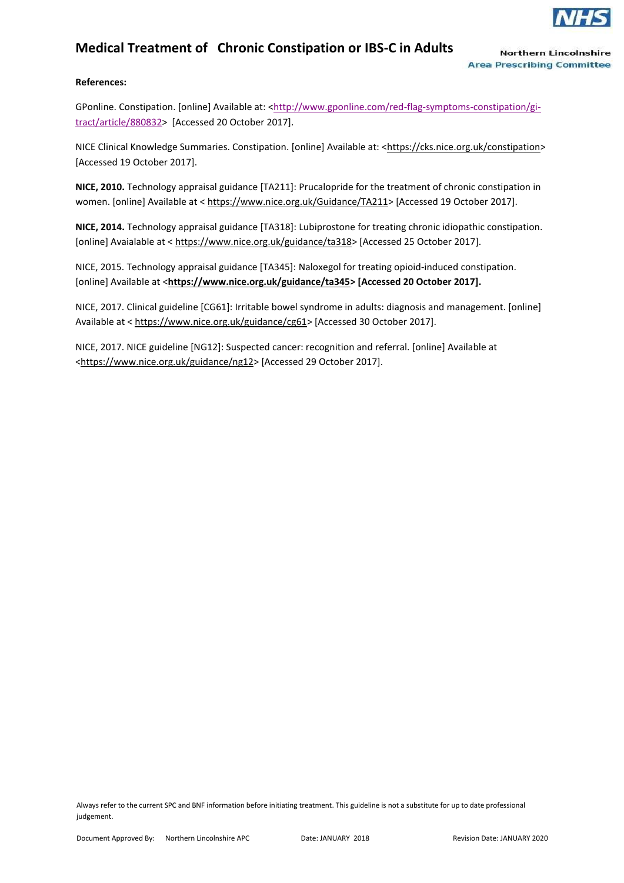**References:**

GPonline. Constipation. [online] Available at: <http://www.gponline.com/red-flag-symptoms-constipation/gi-tract/article/880832> [Accessed 20 October 2017].

NICE Clinical Knowledge Summaries. Constipation. [online] Available at: <https://cks.nice.org.uk/constipation> [Accessed 19 October 2017].

**NICE, 2010.** Technology appraisal guidance [TA211]: Prucalopride for the treatment of chronic constipation in women. [online] Available at < https://www.nice.org.uk/Guidance/TA211> [Accessed 19 October 2017].

**NICE, 2014.** Technology appraisal guidance [TA318]: Lubiprostone for treating chronic idiopathic constipation. [online] Avaialable at < https://www.nice.org.uk/guidance/ta318> [Accessed 25 October 2017].

NICE, 2015. Technology appraisal guidance [TA345]: Naloxegol for treating opioid-induced constipation. [online] Available at <**https://www.nice.org.uk/guidance/ta345> [Accessed 20 October 2017].**

NICE, 2017. Clinical guideline [CG61]: Irritable bowel syndrome in adults: diagnosis and management. [online] Available at < https://www.nice.org.uk/guidance/cg61> [Accessed 30 October 2017].

NICE, 2017. NICE guideline [NG12]: Suspected cancer: recognition and referral. [online] Available at <https://www.nice.org.uk/guidance/ng12> [Accessed 29 October 2017].